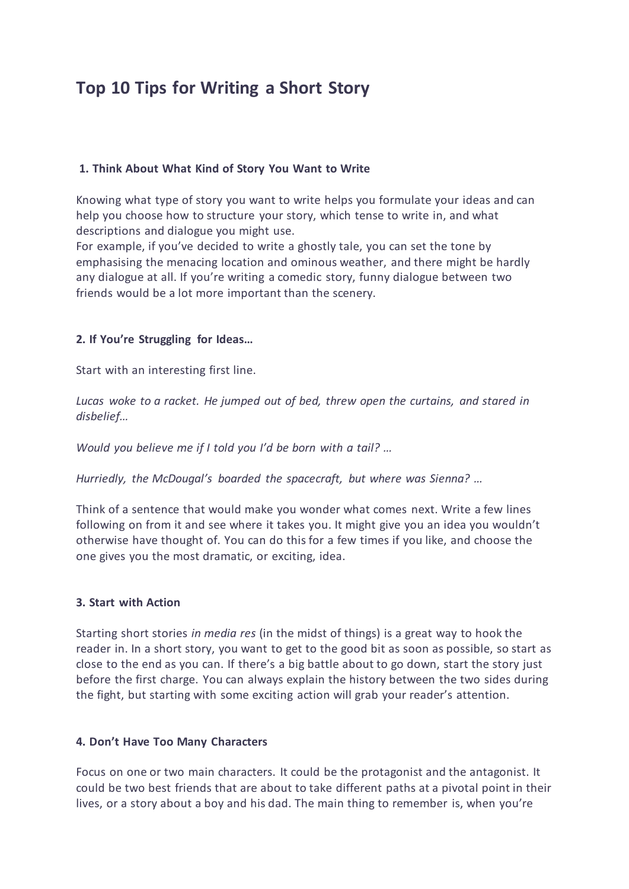# Top 10 Tips for Writing a Short Story

### 1. Think About What Kind of Story You Want to Write

Knowing what type of story you want to write helps you formulate your ideas and can help you choose how to structure your story, which tense to write in, and what descriptions and dialogue you might use.
For example, if you've decided to write a ghostly tale, you can set the tone by emphasising the menacing location and ominous weather, and there might be hardly any dialogue at all. If you're writing a comedic story, funny dialogue between two friends would be a lot more important than the scenery.

### 2. If You're Struggling for Ideas…

Start with an interesting first line.

*Lucas woke to a racket. He jumped out of bed, threw open the curtains, and stared in disbelief…*

*Would you believe me if I told you I'd be born with a tail? …*

*Hurriedly, the McDougal's boarded the spacecraft, but where was Sienna? …*

Think of a sentence that would make you wonder what comes next. Write a few lines following on from it and see where it takes you. It might give you an idea you wouldn't otherwise have thought of. You can do this for a few times if you like, and choose the one gives you the most dramatic, or exciting, idea.

### 3. Start with Action

Starting short stories *in media res* (in the midst of things) is a great way to hook the reader in. In a short story, you want to get to the good bit as soon as possible, so start as close to the end as you can. If there's a big battle about to go down, start the story just before the first charge. You can always explain the history between the two sides during the fight, but starting with some exciting action will grab your reader's attention.

### 4. Don't Have Too Many Characters

Focus on one or two main characters. It could be the protagonist and the antagonist. It could be two best friends that are about to take different paths at a pivotal point in their lives, or a story about a boy and his dad. The main thing to remember is, when you're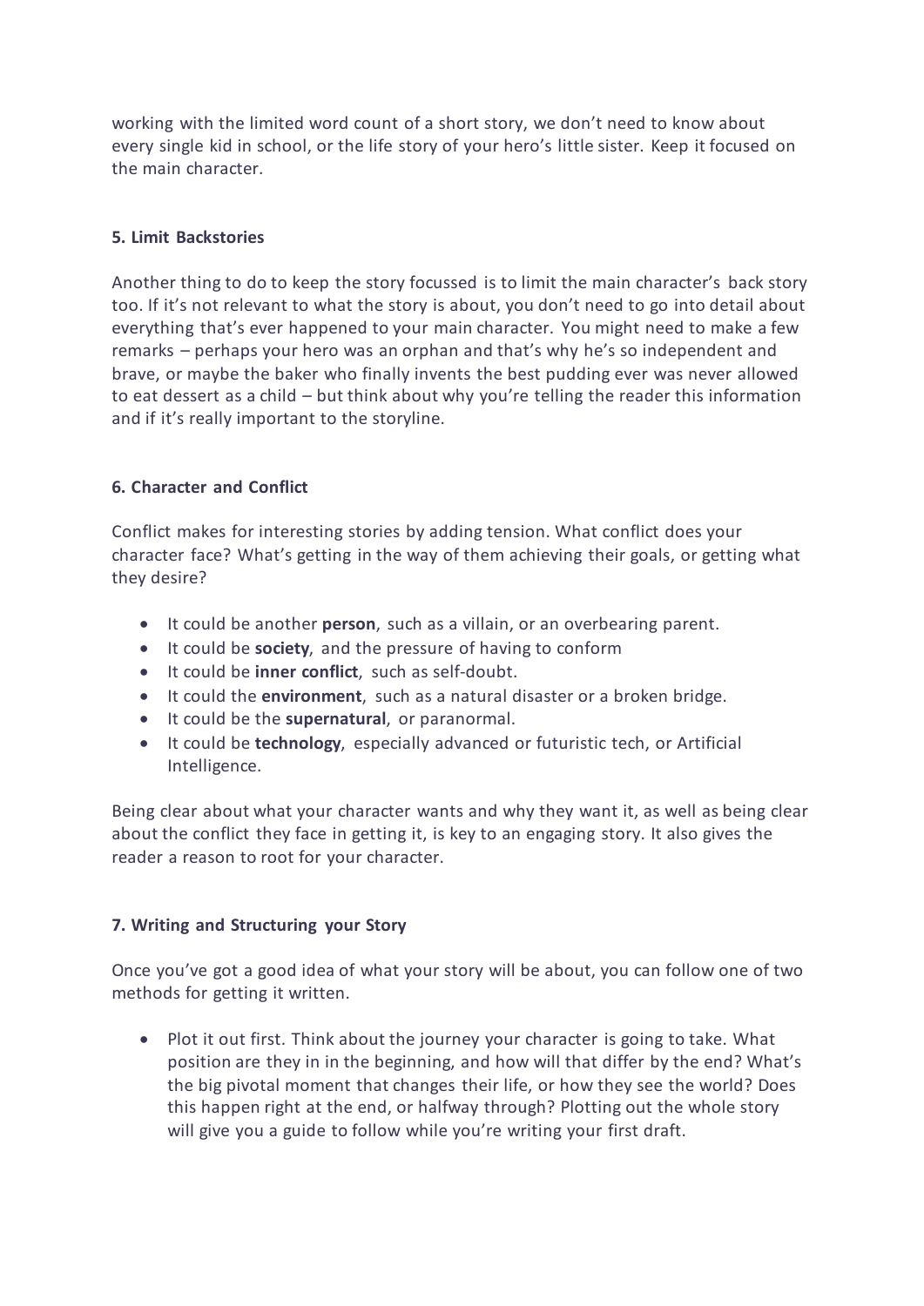working with the limited word count of a short story, we don't need to know about every single kid in school, or the life story of your hero's little sister. Keep it focused on the main character.

**5. Limit Backstories**

Another thing to do to keep the story focussed is to limit the main character's back story too. If it's not relevant to what the story is about, you don't need to go into detail about everything that's ever happened to your main character. You might need to make a few remarks – perhaps your hero was an orphan and that's why he's so independent and brave, or maybe the baker who finally invents the best pudding ever was never allowed to eat dessert as a child – but think about why you're telling the reader this information and if it's really important to the storyline.

**6. Character and Conflict**

Conflict makes for interesting stories by adding tension. What conflict does your character face? What's getting in the way of them achieving their goals, or getting what they desire?

- It could be another **person**, such as a villain, or an overbearing parent.
- It could be **society**, and the pressure of having to conform
- It could be **inner conflict**, such as self-doubt.
- It could the **environment**, such as a natural disaster or a broken bridge.
- It could be the **supernatural**, or paranormal.
- It could be **technology**, especially advanced or futuristic tech, or Artificial Intelligence.

Being clear about what your character wants and why they want it, as well as being clear about the conflict they face in getting it, is key to an engaging story. It also gives the reader a reason to root for your character.

**7. Writing and Structuring your Story**

Once you've got a good idea of what your story will be about, you can follow one of two methods for getting it written.

- Plot it out first. Think about the journey your character is going to take. What position are they in in the beginning, and how will that differ by the end? What's the big pivotal moment that changes their life, or how they see the world? Does this happen right at the end, or halfway through? Plotting out the whole story will give you a guide to follow while you're writing your first draft.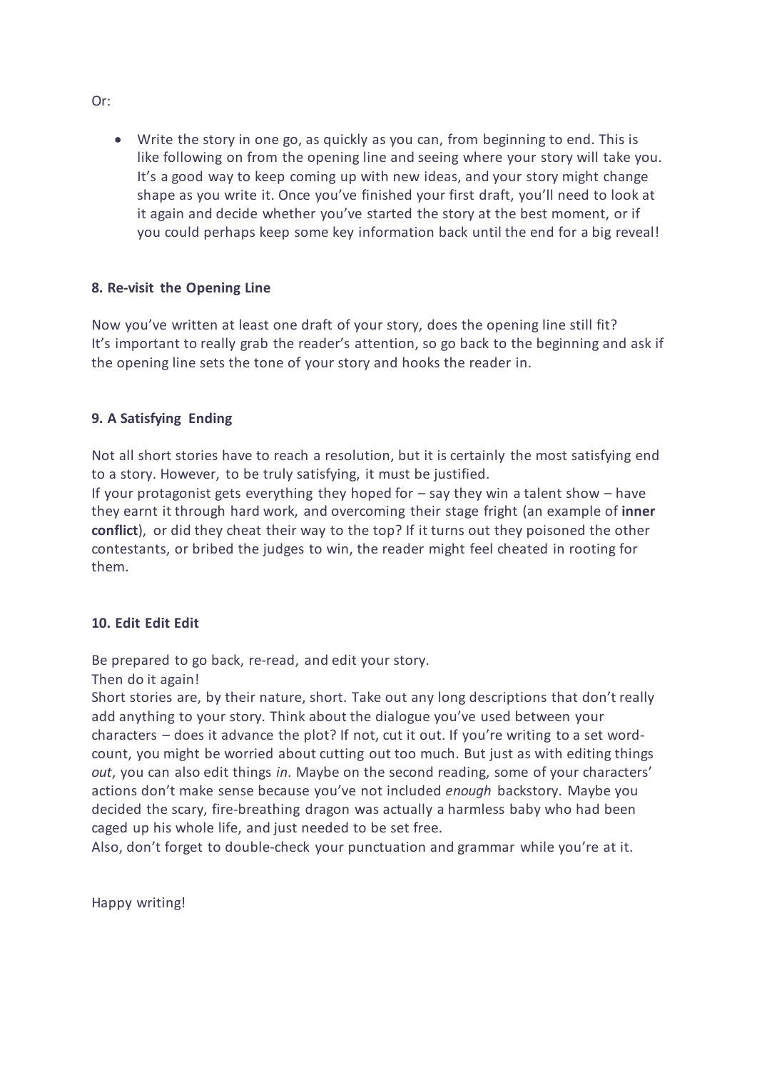Or:

- Write the story in one go, as quickly as you can, from beginning to end. This is like following on from the opening line and seeing where your story will take you. It's a good way to keep coming up with new ideas, and your story might change shape as you write it. Once you've finished your first draft, you'll need to look at it again and decide whether you've started the story at the best moment, or if you could perhaps keep some key information back until the end for a big reveal!

**8. Re-visit the Opening Line**

Now you've written at least one draft of your story, does the opening line still fit?
It's important to really grab the reader's attention, so go back to the beginning and ask if the opening line sets the tone of your story and hooks the reader in.

**9. A Satisfying Ending**

Not all short stories have to reach a resolution, but it is certainly the most satisfying end to a story. However, to be truly satisfying, it must be justified.
If your protagonist gets everything they hoped for – say they win a talent show – have they earnt it through hard work, and overcoming their stage fright (an example of **inner conflict**), or did they cheat their way to the top? If it turns out they poisoned the other contestants, or bribed the judges to win, the reader might feel cheated in rooting for them.

**10. Edit Edit Edit**

Be prepared to go back, re-read, and edit your story.
Then do it again!
Short stories are, by their nature, short. Take out any long descriptions that don't really add anything to your story. Think about the dialogue you've used between your characters – does it advance the plot? If not, cut it out. If you're writing to a set word-count, you might be worried about cutting out too much. But just as with editing things *out*, you can also edit things *in*. Maybe on the second reading, some of your characters' actions don't make sense because you've not included *enough* backstory. Maybe you decided the scary, fire-breathing dragon was actually a harmless baby who had been caged up his whole life, and just needed to be set free.
Also, don't forget to double-check your punctuation and grammar while you're at it.

Happy writing!